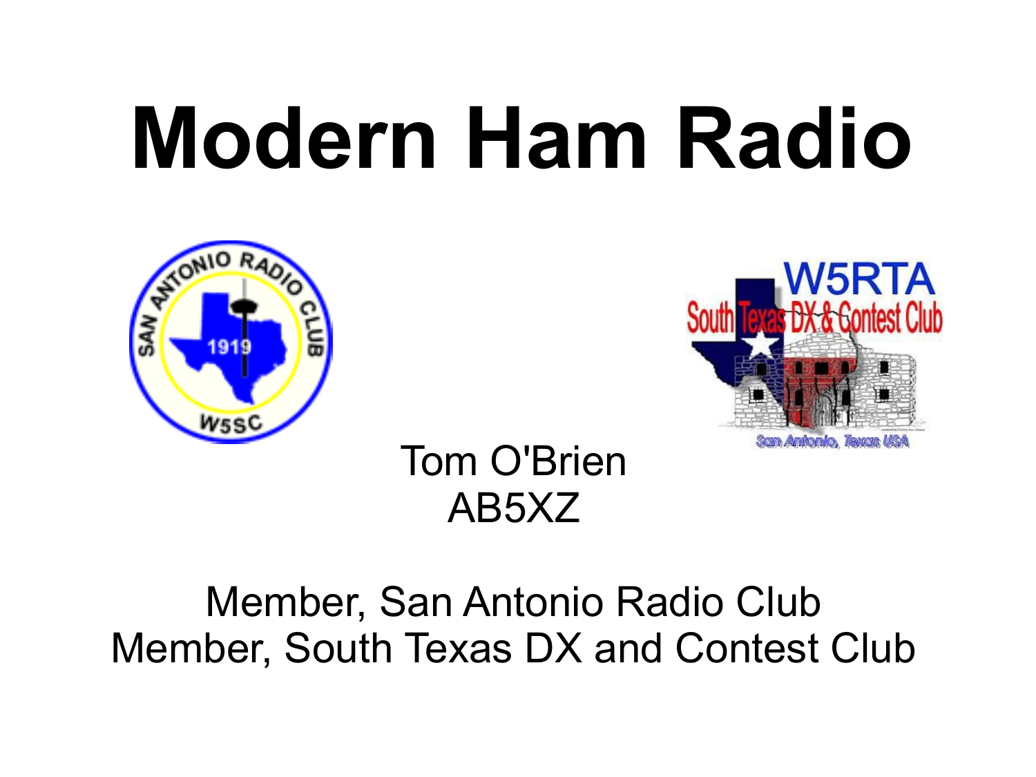# Modern Ham Radio

Tom O'Brien
AB5XZ

Member, San Antonio Radio Club
Member, South Texas DX and Contest Club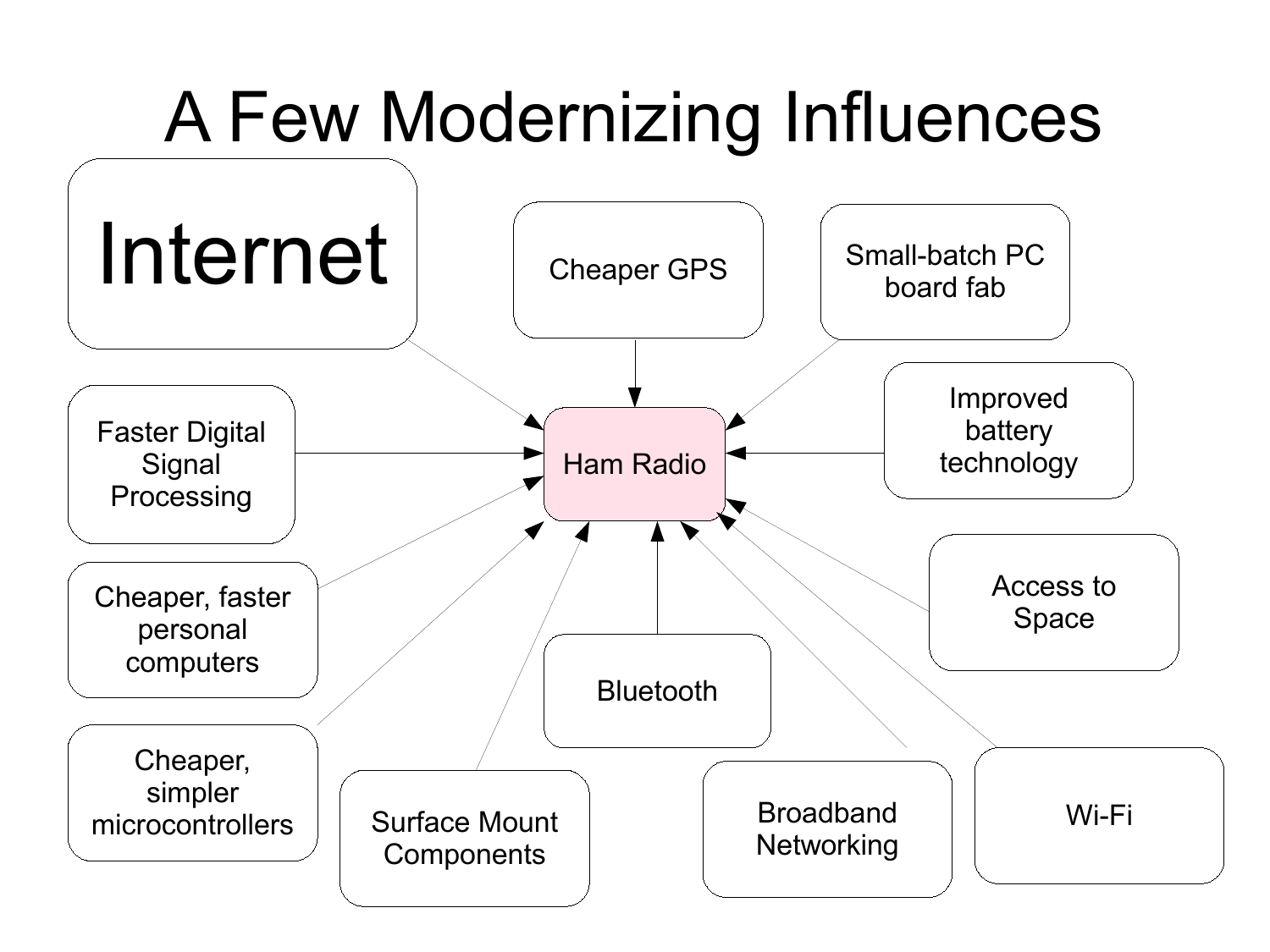# A Few Modernizing Influences

- Internet
- Cheaper GPS
- Small-batch PC board fab
- Faster Digital Signal Processing
- Improved battery technology
- Cheaper, faster personal computers
- Access to Space
- Cheaper, simpler microcontrollers
- Bluetooth
- Surface Mount Components
- Broadband Networking
- Wi-Fi

Ham Radio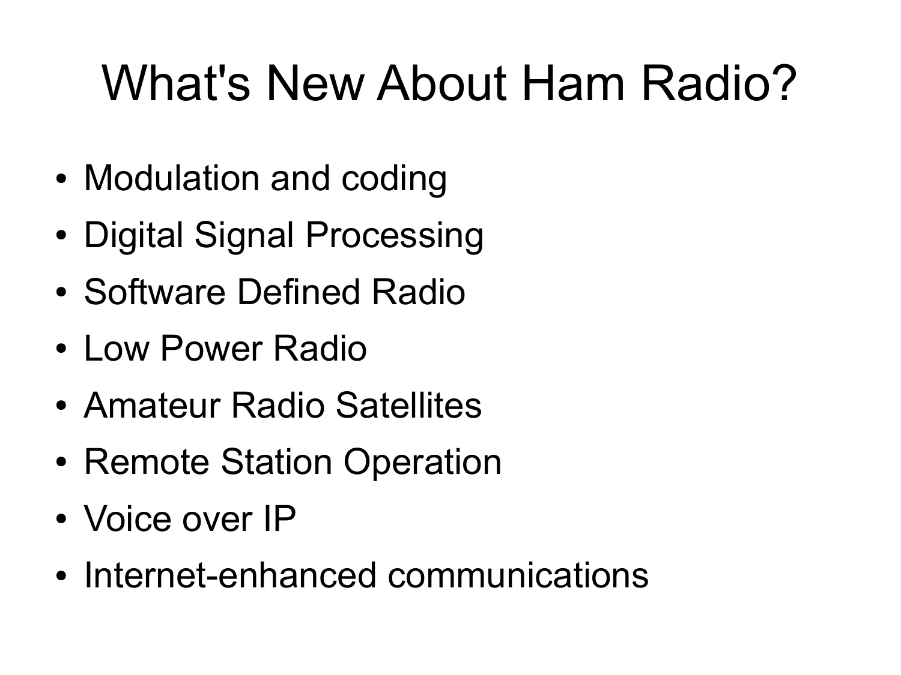# What's New About Ham Radio?

- Modulation and coding
- Digital Signal Processing
- Software Defined Radio
- Low Power Radio
- Amateur Radio Satellites
- Remote Station Operation
- Voice over IP
- Internet-enhanced communications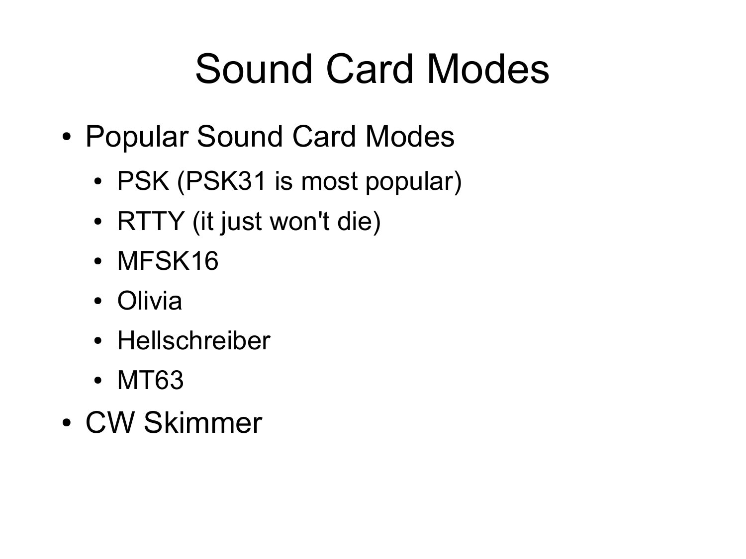# Sound Card Modes

- Popular Sound Card Modes
  - PSK (PSK31 is most popular)
  - RTTY (it just won't die)
  - MFSK16
  - Olivia
  - Hellschreiber
  - MT63
- CW Skimmer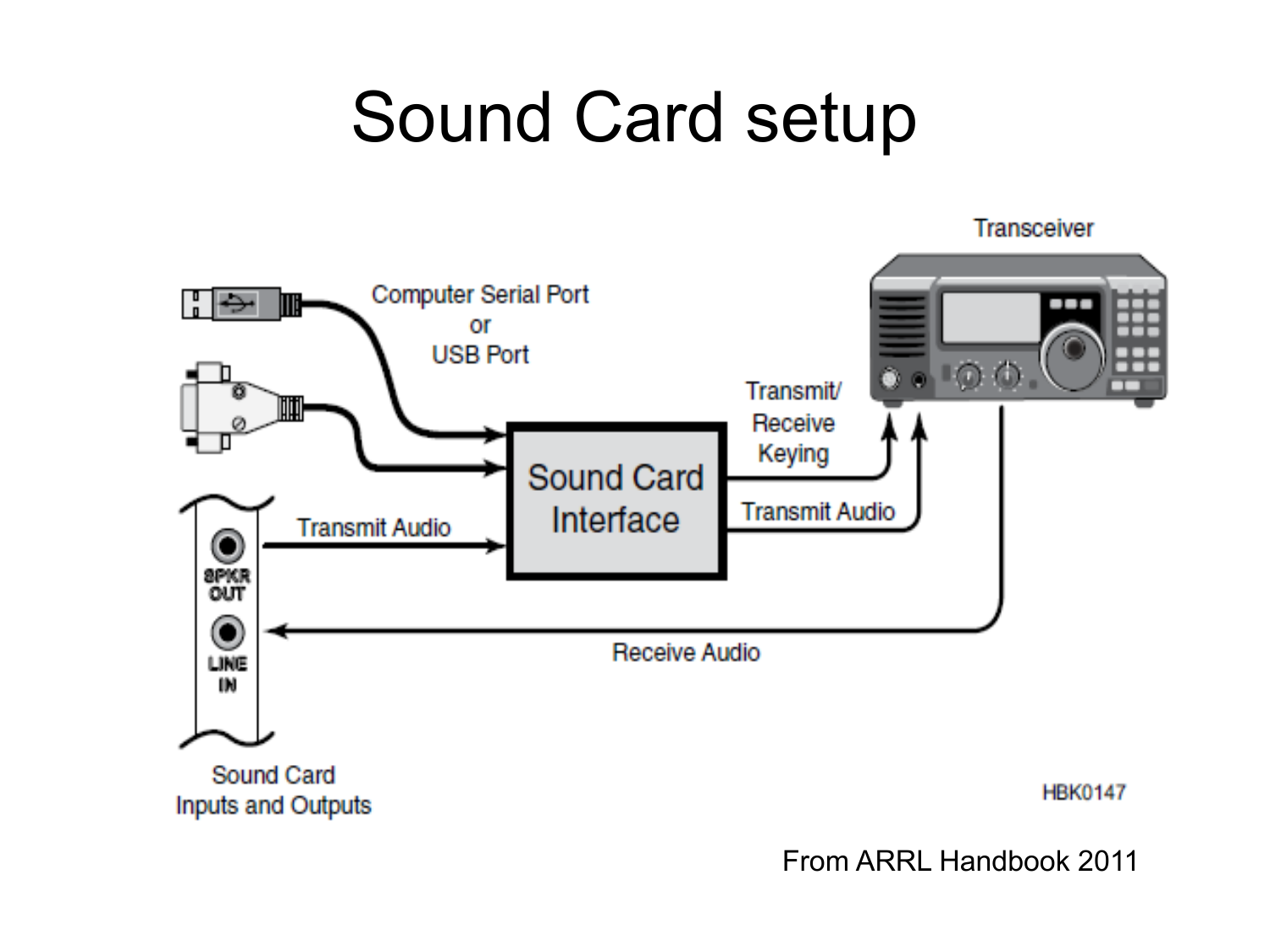# Sound Card setup

Computer Serial Port or USB Port

Transmit/ Receive Keying

Sound Card Interface

Transmit Audio

Transmit Audio

Transceiver

SPKR OUT

LINE IN

Receive Audio

Sound Card Inputs and Outputs

HBK0147

From ARRL Handbook 2011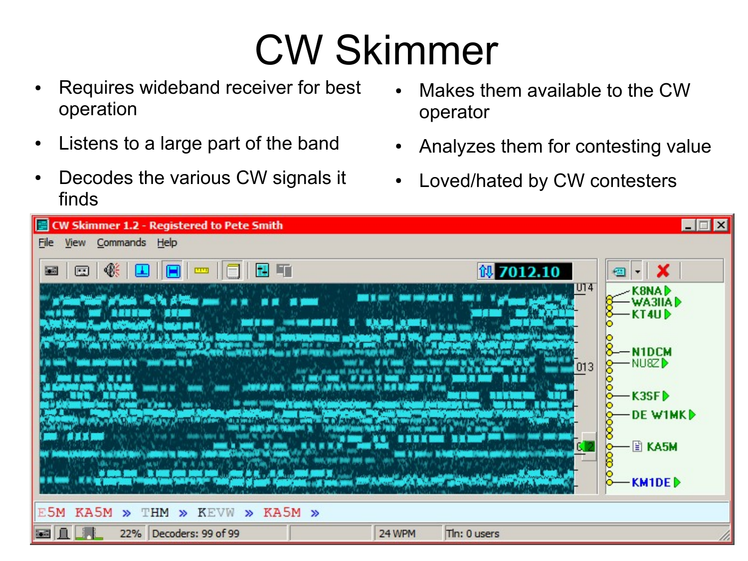# CW Skimmer

- Requires wideband receiver for best operation
- Listens to a large part of the band
- Decodes the various CW signals it finds
- Makes them available to the CW operator
- Analyzes them for contesting value
- Loved/hated by CW contesters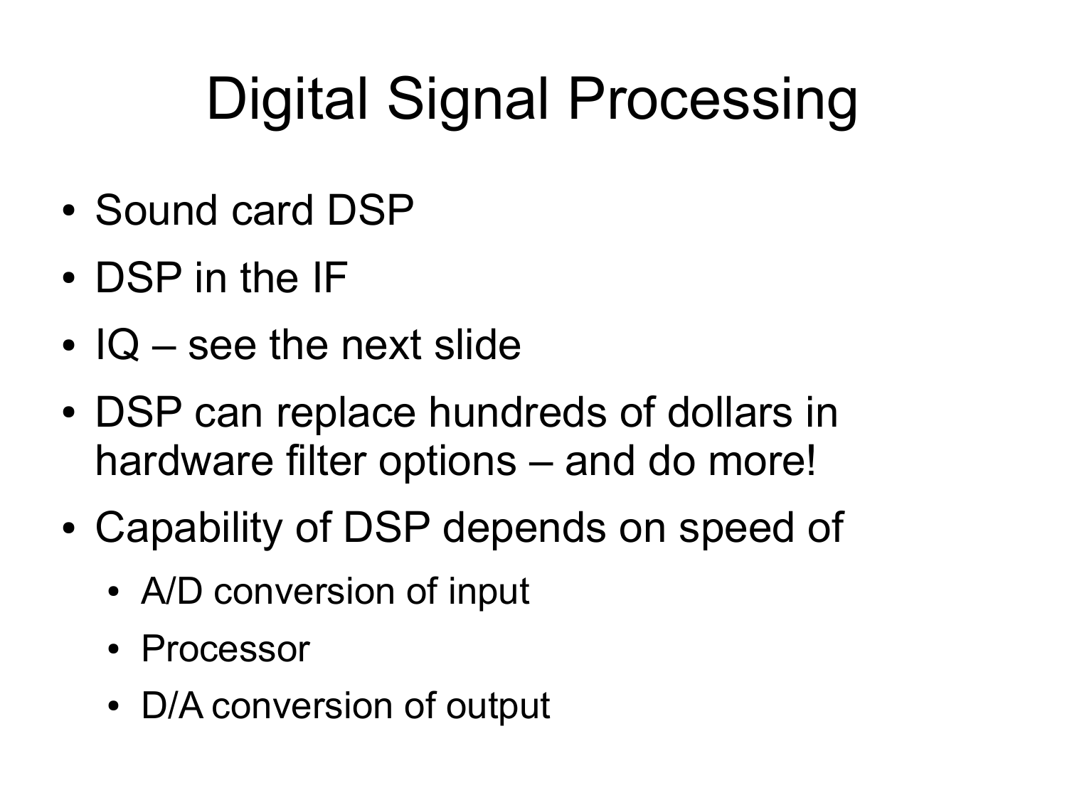# Digital Signal Processing

- Sound card DSP
- DSP in the IF
- IQ – see the next slide
- DSP can replace hundreds of dollars in hardware filter options – and do more!
- Capability of DSP depends on speed of
  - A/D conversion of input
  - Processor
  - D/A conversion of output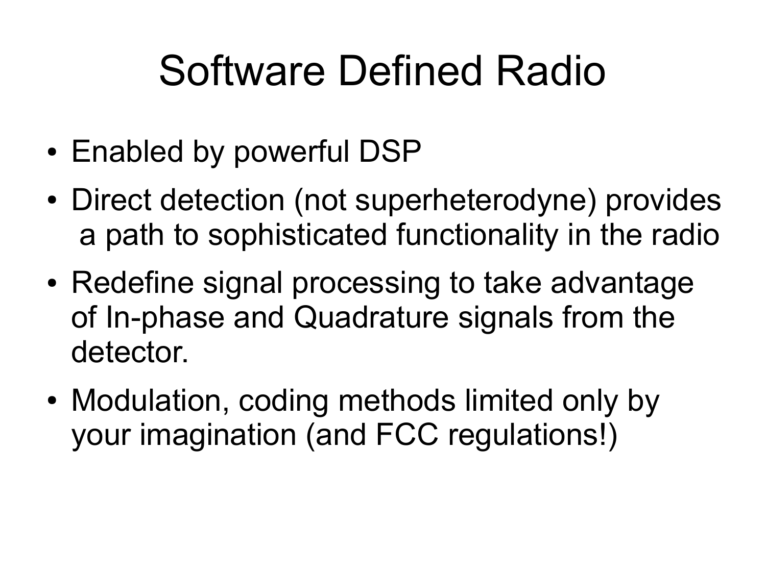# Software Defined Radio

- Enabled by powerful DSP
- Direct detection (not superheterodyne) provides a path to sophisticated functionality in the radio
- Redefine signal processing to take advantage of In-phase and Quadrature signals from the detector.
- Modulation, coding methods limited only by your imagination (and FCC regulations!)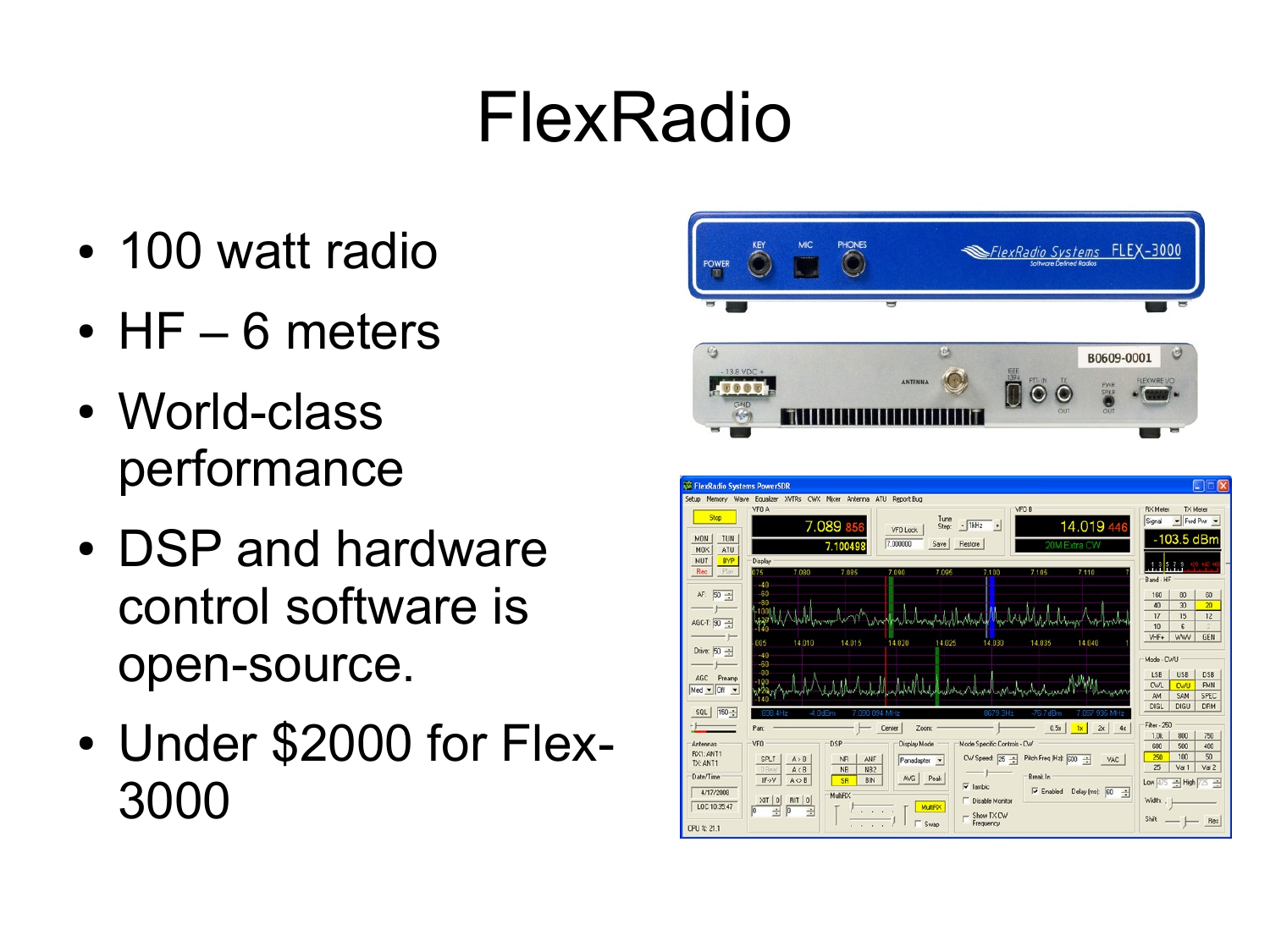# FlexRadio

- 100 watt radio
- HF – 6 meters
- World-class performance
- DSP and hardware control software is open-source.
- Under $2000 for Flex-3000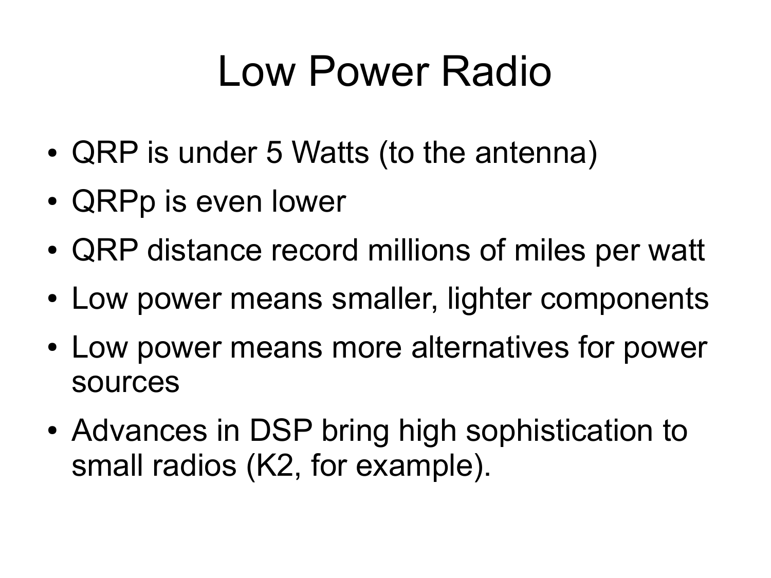# Low Power Radio

- QRP is under 5 Watts (to the antenna)
- QRPp is even lower
- QRP distance record millions of miles per watt
- Low power means smaller, lighter components
- Low power means more alternatives for power sources
- Advances in DSP bring high sophistication to small radios (K2, for example).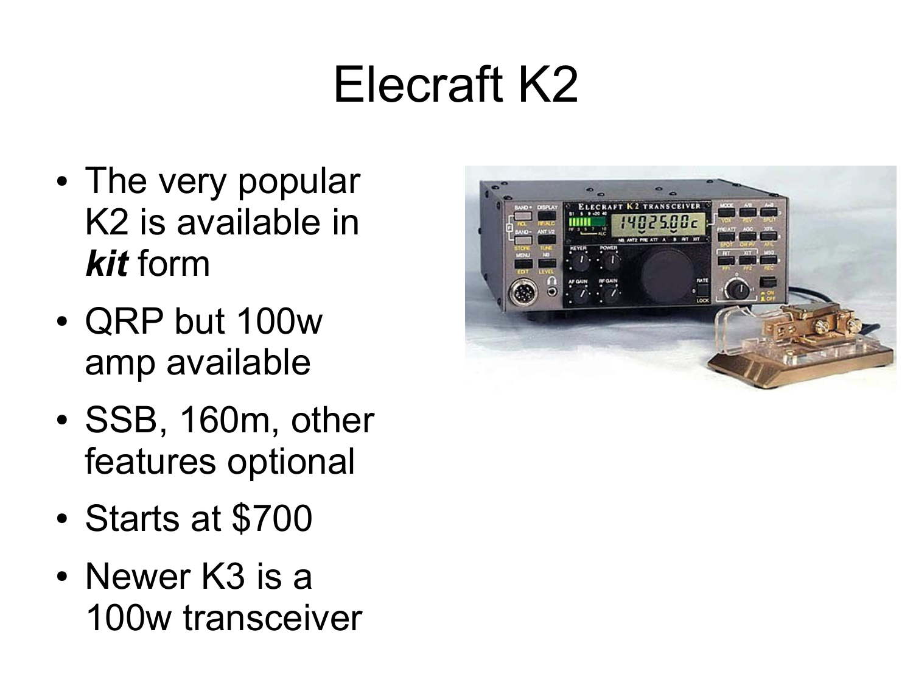# Elecraft K2

- The very popular K2 is available in ***kit*** form
- QRP but 100w amp available
- SSB, 160m, other features optional
- Starts at $700
- Newer K3 is a 100w transceiver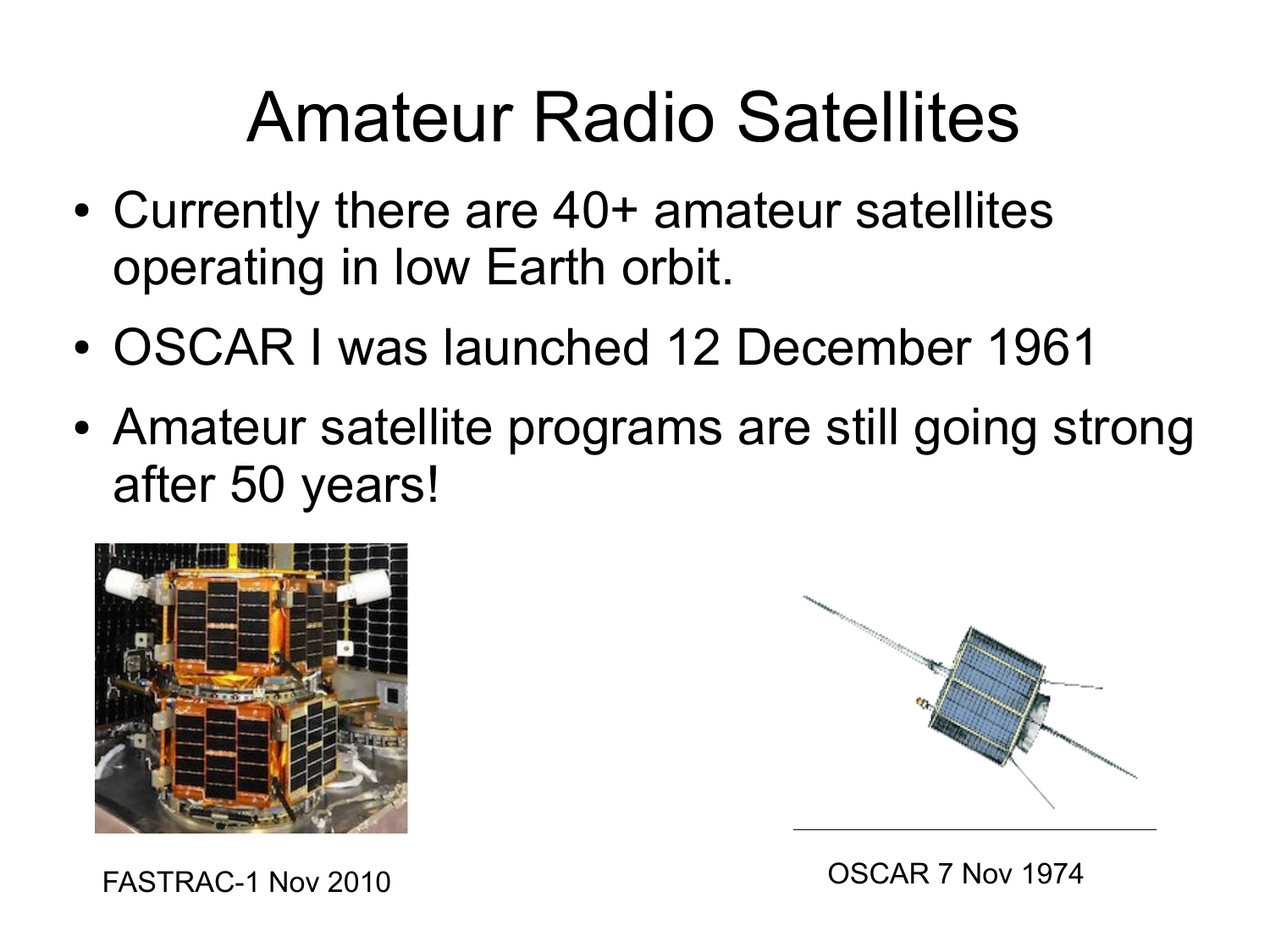# Amateur Radio Satellites

- Currently there are 40+ amateur satellites operating in low Earth orbit.
- OSCAR I was launched 12 December 1961
- Amateur satellite programs are still going strong after 50 years!

FASTRAC-1 Nov 2010

OSCAR 7 Nov 1974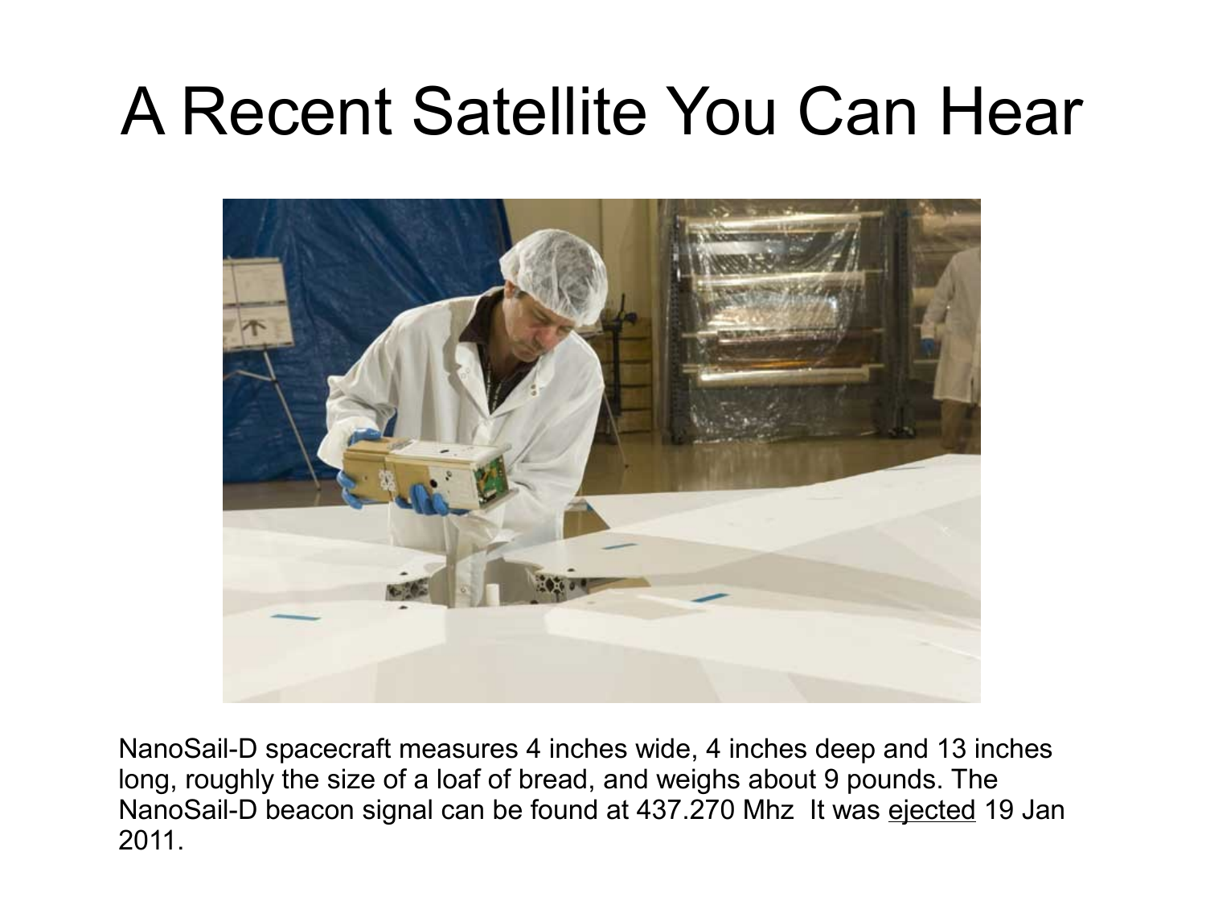# A Recent Satellite You Can Hear

NanoSail-D spacecraft measures 4 inches wide, 4 inches deep and 13 inches long, roughly the size of a loaf of bread, and weighs about 9 pounds. The NanoSail-D beacon signal can be found at 437.270 Mhz It was ejected 19 Jan 2011.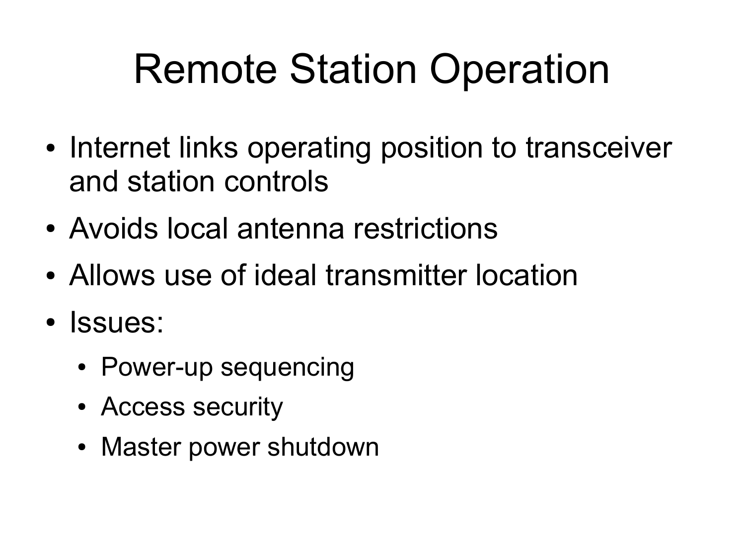# Remote Station Operation

- Internet links operating position to transceiver and station controls
- Avoids local antenna restrictions
- Allows use of ideal transmitter location
- Issues:
  - Power-up sequencing
  - Access security
  - Master power shutdown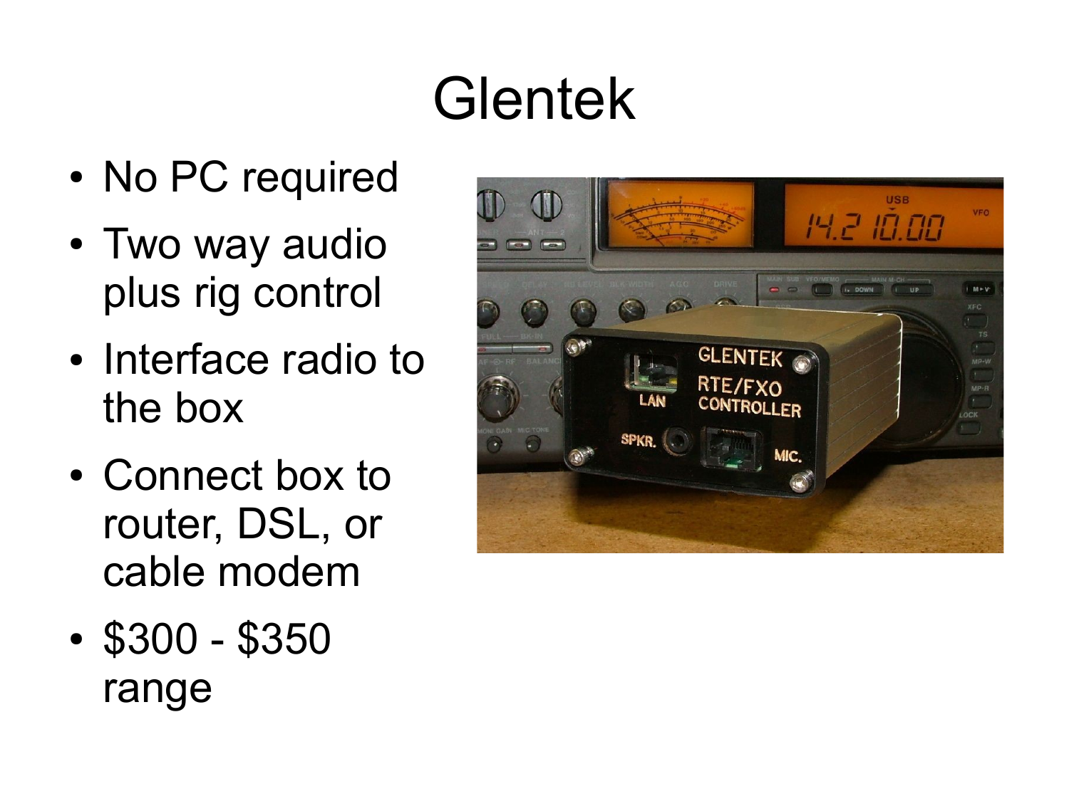# Glentek

- No PC required
- Two way audio plus rig control
- Interface radio to the box
- Connect box to router, DSL, or cable modem
- $300 - $350 range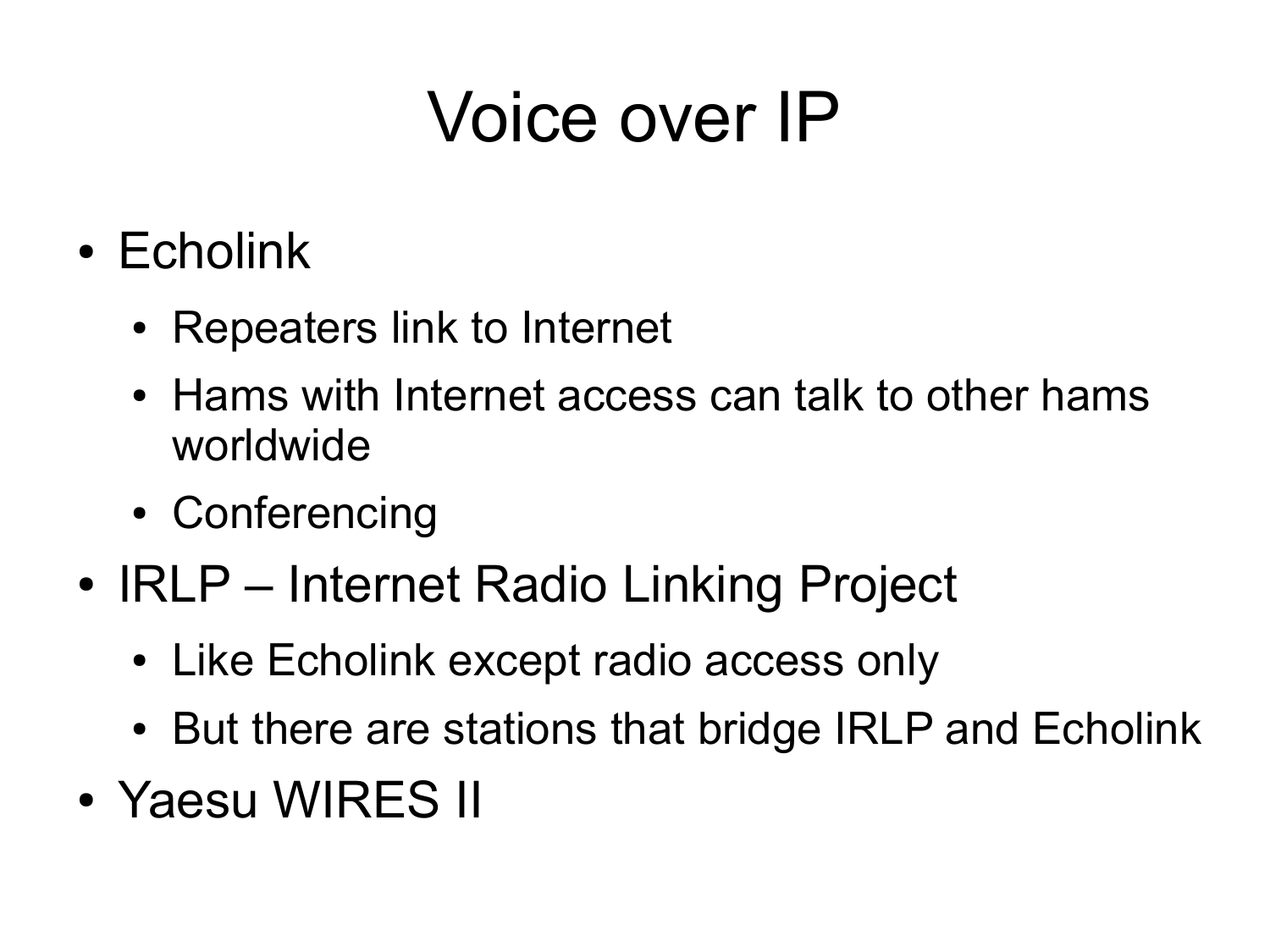# Voice over IP

- Echolink
  - Repeaters link to Internet
  - Hams with Internet access can talk to other hams worldwide
  - Conferencing
- IRLP – Internet Radio Linking Project
  - Like Echolink except radio access only
  - But there are stations that bridge IRLP and Echolink
- Yaesu WIRES II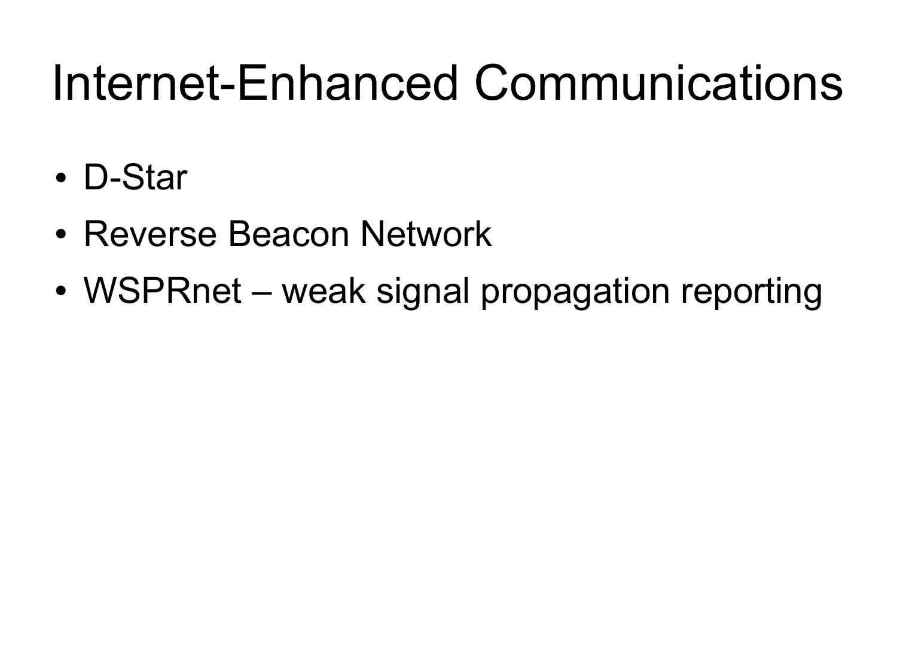# Internet-Enhanced Communications

- D-Star
- Reverse Beacon Network
- WSPRnet – weak signal propagation reporting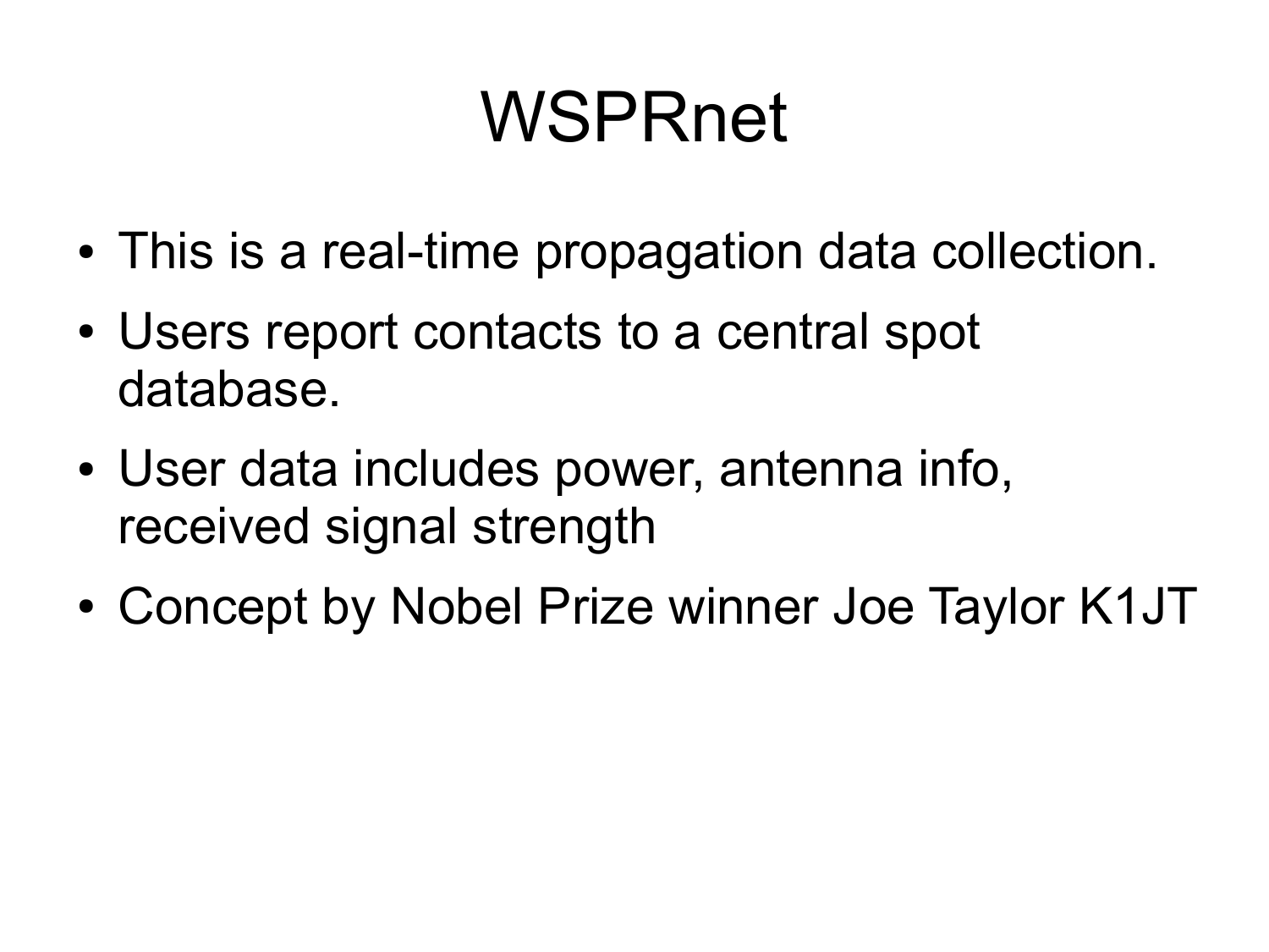# WSPRnet

- This is a real-time propagation data collection.
- Users report contacts to a central spot database.
- User data includes power, antenna info, received signal strength
- Concept by Nobel Prize winner Joe Taylor K1JT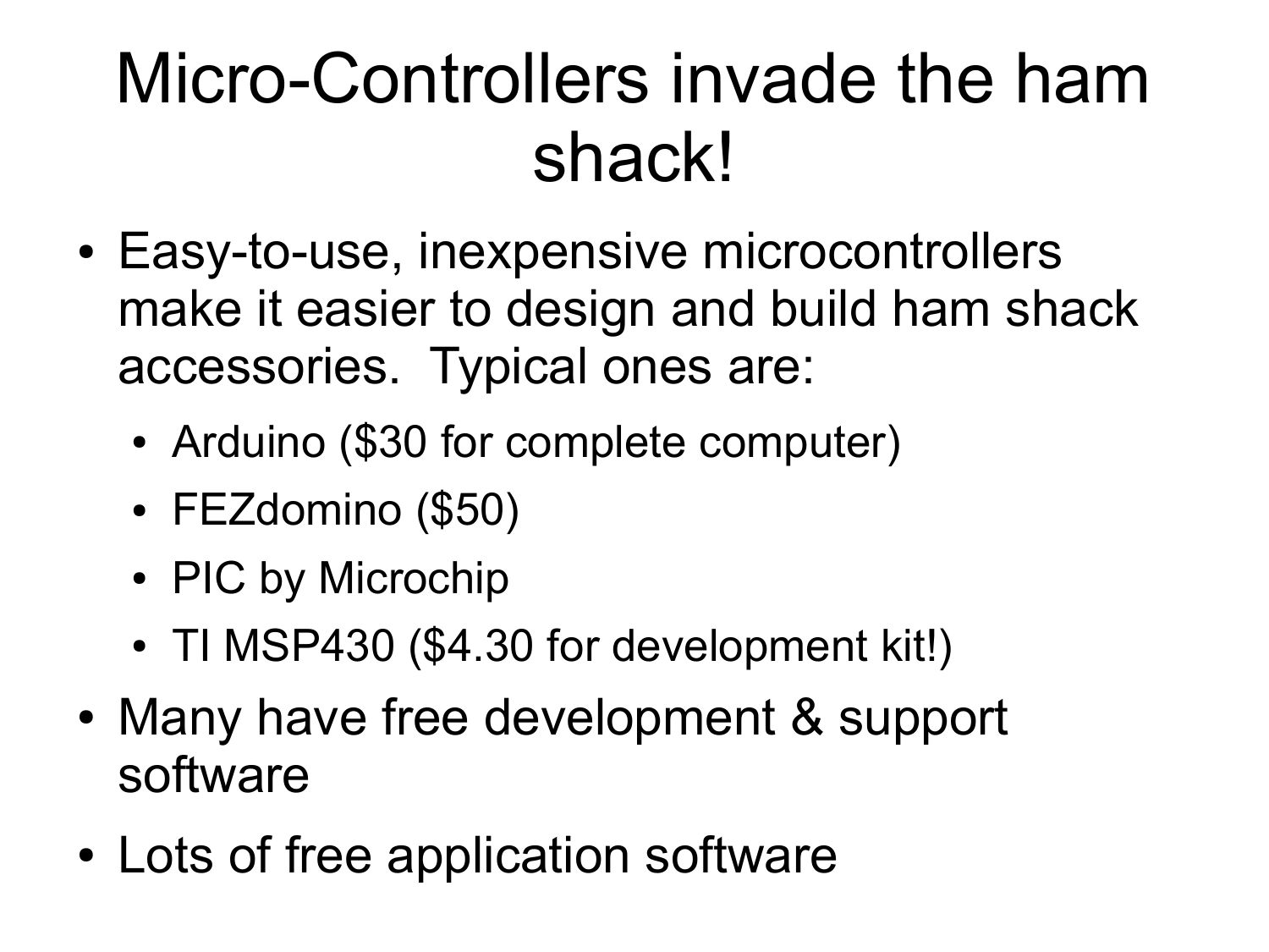# Micro-Controllers invade the ham shack!

- Easy-to-use, inexpensive microcontrollers make it easier to design and build ham shack accessories. Typical ones are:
  - Arduino ($30 for complete computer)
  - FEZdomino ($50)
  - PIC by Microchip
  - TI MSP430 ($4.30 for development kit!)
- Many have free development & support software
- Lots of free application software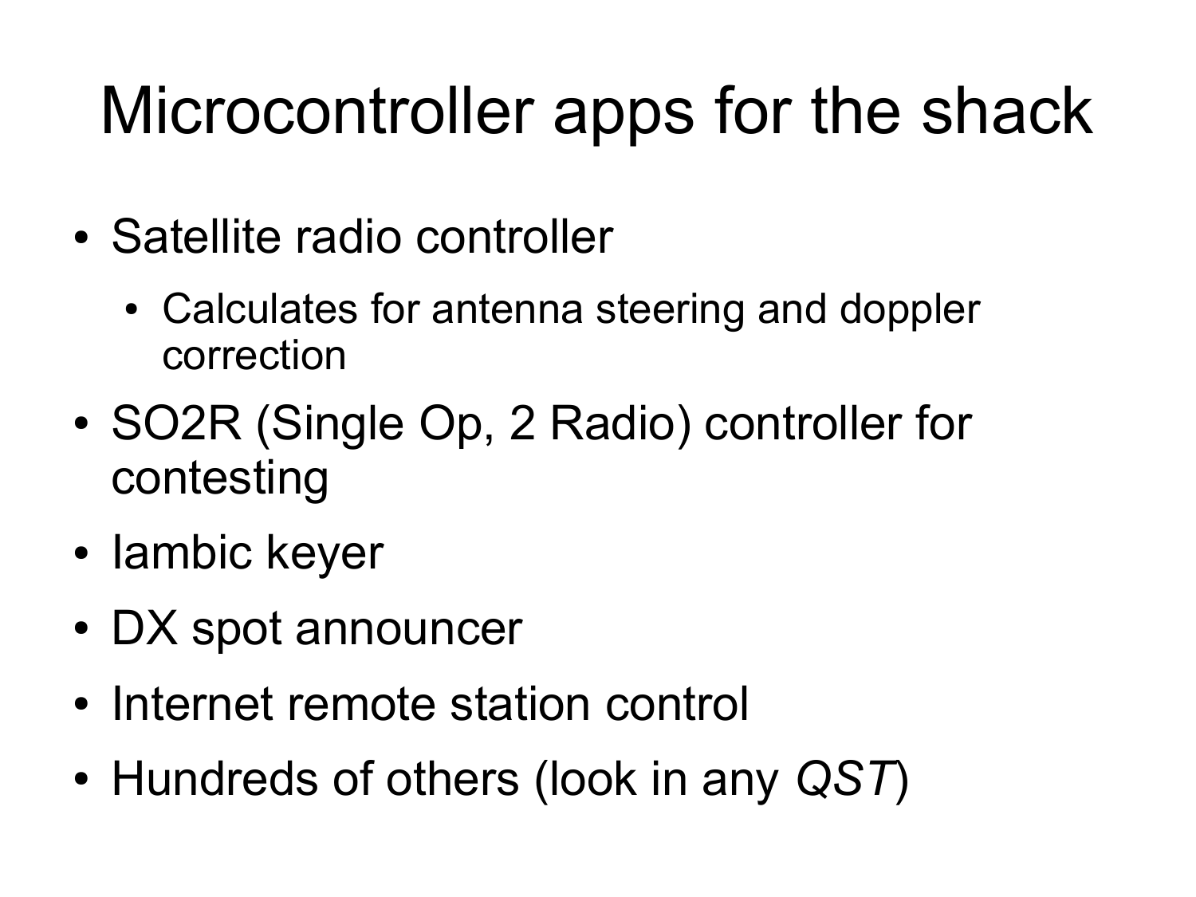# Microcontroller apps for the shack

- Satellite radio controller
  - Calculates for antenna steering and doppler correction
- SO2R (Single Op, 2 Radio) controller for contesting
- Iambic keyer
- DX spot announcer
- Internet remote station control
- Hundreds of others (look in any *QST*)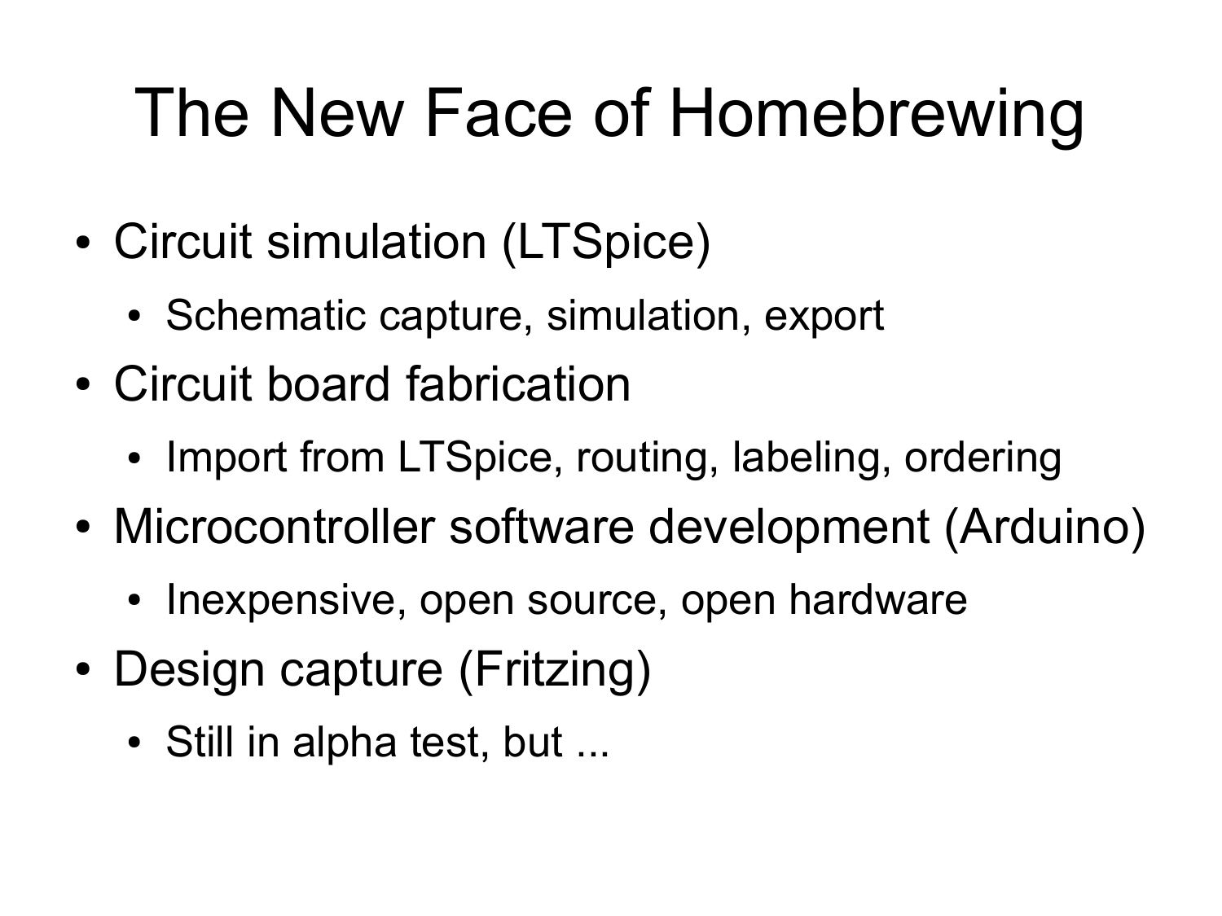# The New Face of Homebrewing

- Circuit simulation (LTSpice)
  - Schematic capture, simulation, export
- Circuit board fabrication
  - Import from LTSpice, routing, labeling, ordering
- Microcontroller software development (Arduino)
  - Inexpensive, open source, open hardware
- Design capture (Fritzing)
  - Still in alpha test, but ...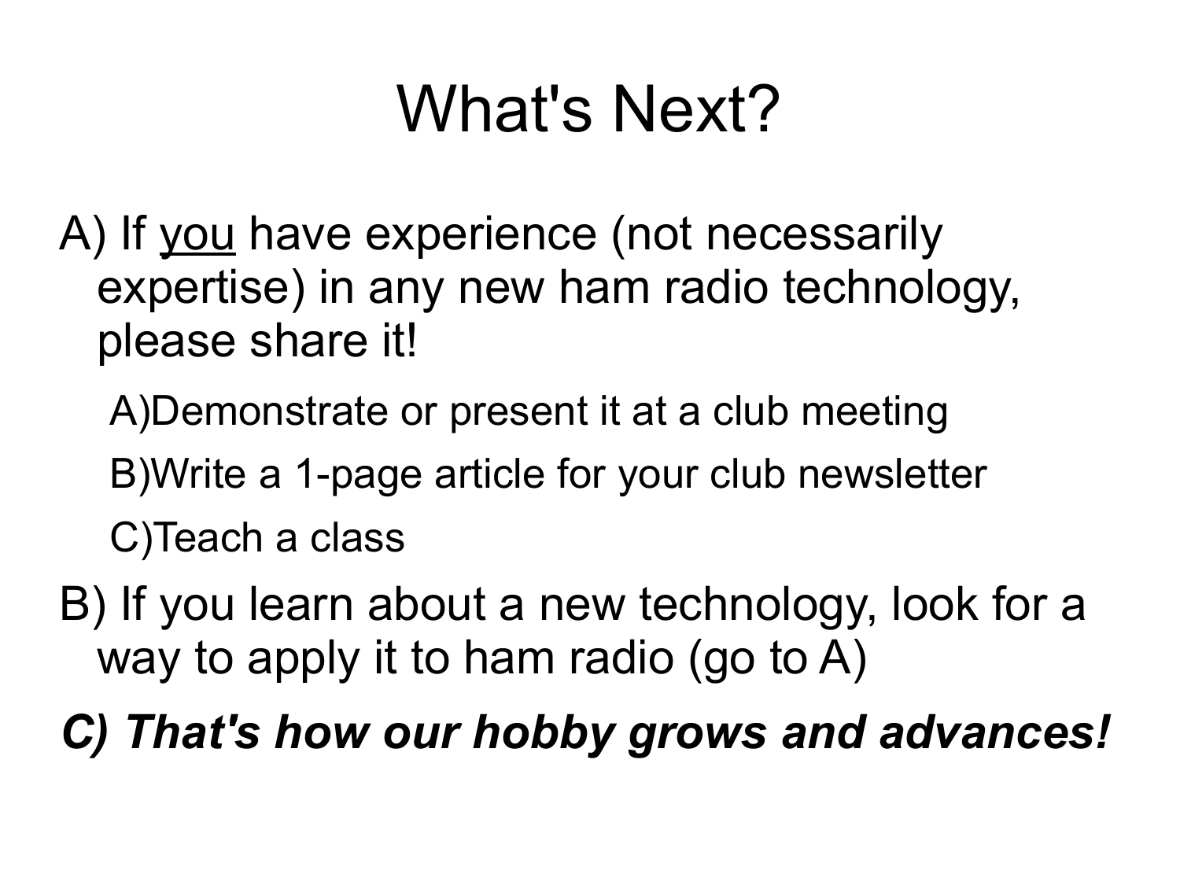# What's Next?

A) If <u>you</u> have experience (not necessarily expertise) in any new ham radio technology, please share it!

   A) Demonstrate or present it at a club meeting

   B) Write a 1-page article for your club newsletter

   C) Teach a class

B) If you learn about a new technology, look for a way to apply it to ham radio (go to A)

***C) That's how our hobby grows and advances!***